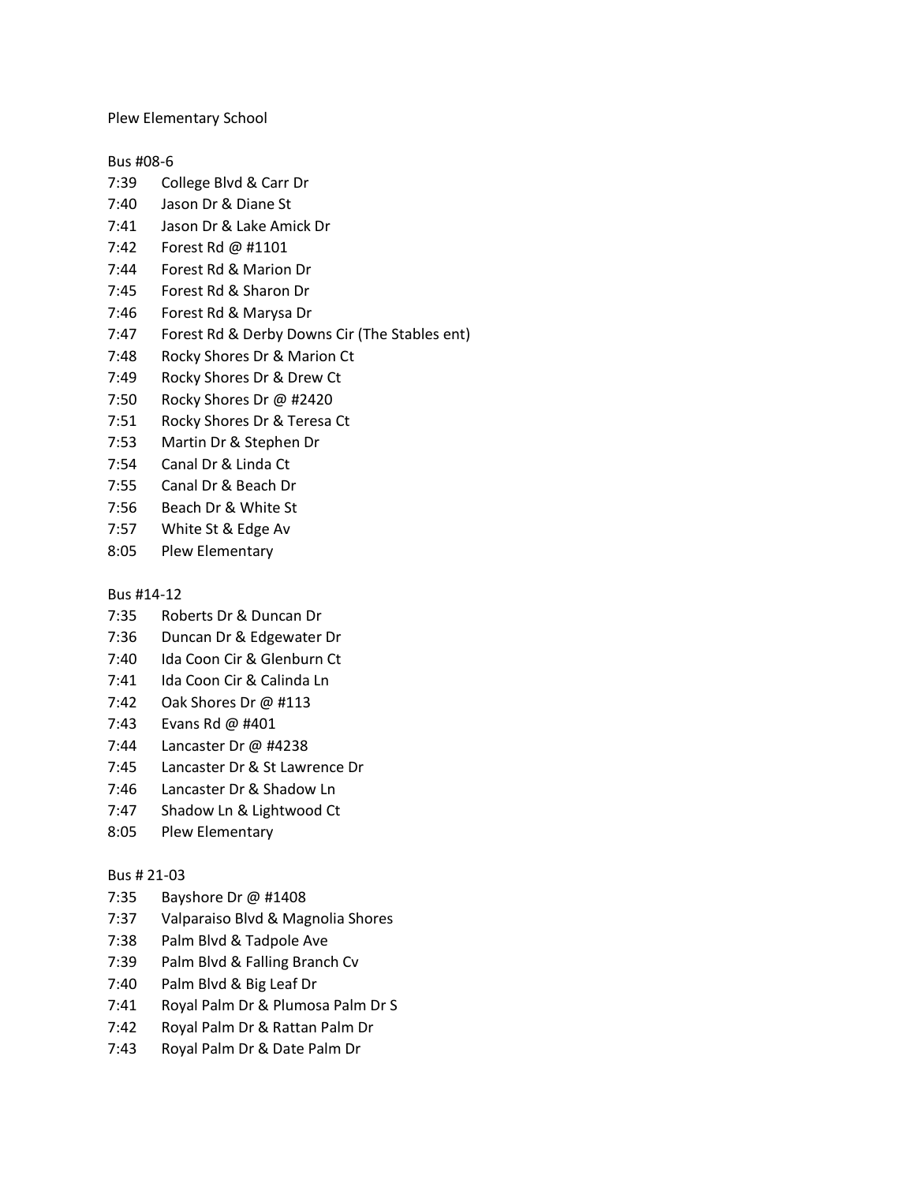Plew Elementary School

Bus #08-6

7:39 College Blvd & Carr Dr
7:40 Jason Dr & Diane St
7:41 Jason Dr & Lake Amick Dr
7:42 Forest Rd @ #1101
7:44 Forest Rd & Marion Dr
7:45 Forest Rd & Sharon Dr
7:46 Forest Rd & Marysa Dr
7:47 Forest Rd & Derby Downs Cir (The Stables ent)
7:48 Rocky Shores Dr & Marion Ct
7:49 Rocky Shores Dr & Drew Ct
7:50 Rocky Shores Dr @ #2420
7:51 Rocky Shores Dr & Teresa Ct
7:53 Martin Dr & Stephen Dr
7:54 Canal Dr & Linda Ct
7:55 Canal Dr & Beach Dr
7:56 Beach Dr & White St
7:57 White St & Edge Av
8:05 Plew Elementary

Bus #14-12

7:35 Roberts Dr & Duncan Dr
7:36 Duncan Dr & Edgewater Dr
7:40 Ida Coon Cir & Glenburn Ct
7:41 Ida Coon Cir & Calinda Ln
7:42 Oak Shores Dr @ #113
7:43 Evans Rd @ #401
7:44 Lancaster Dr @ #4238
7:45 Lancaster Dr & St Lawrence Dr
7:46 Lancaster Dr & Shadow Ln
7:47 Shadow Ln & Lightwood Ct
8:05 Plew Elementary

Bus # 21-03

7:35 Bayshore Dr @ #1408
7:37 Valparaiso Blvd & Magnolia Shores
7:38 Palm Blvd & Tadpole Ave
7:39 Palm Blvd & Falling Branch Cv
7:40 Palm Blvd & Big Leaf Dr
7:41 Royal Palm Dr & Plumosa Palm Dr S
7:42 Royal Palm Dr & Rattan Palm Dr
7:43 Royal Palm Dr & Date Palm Dr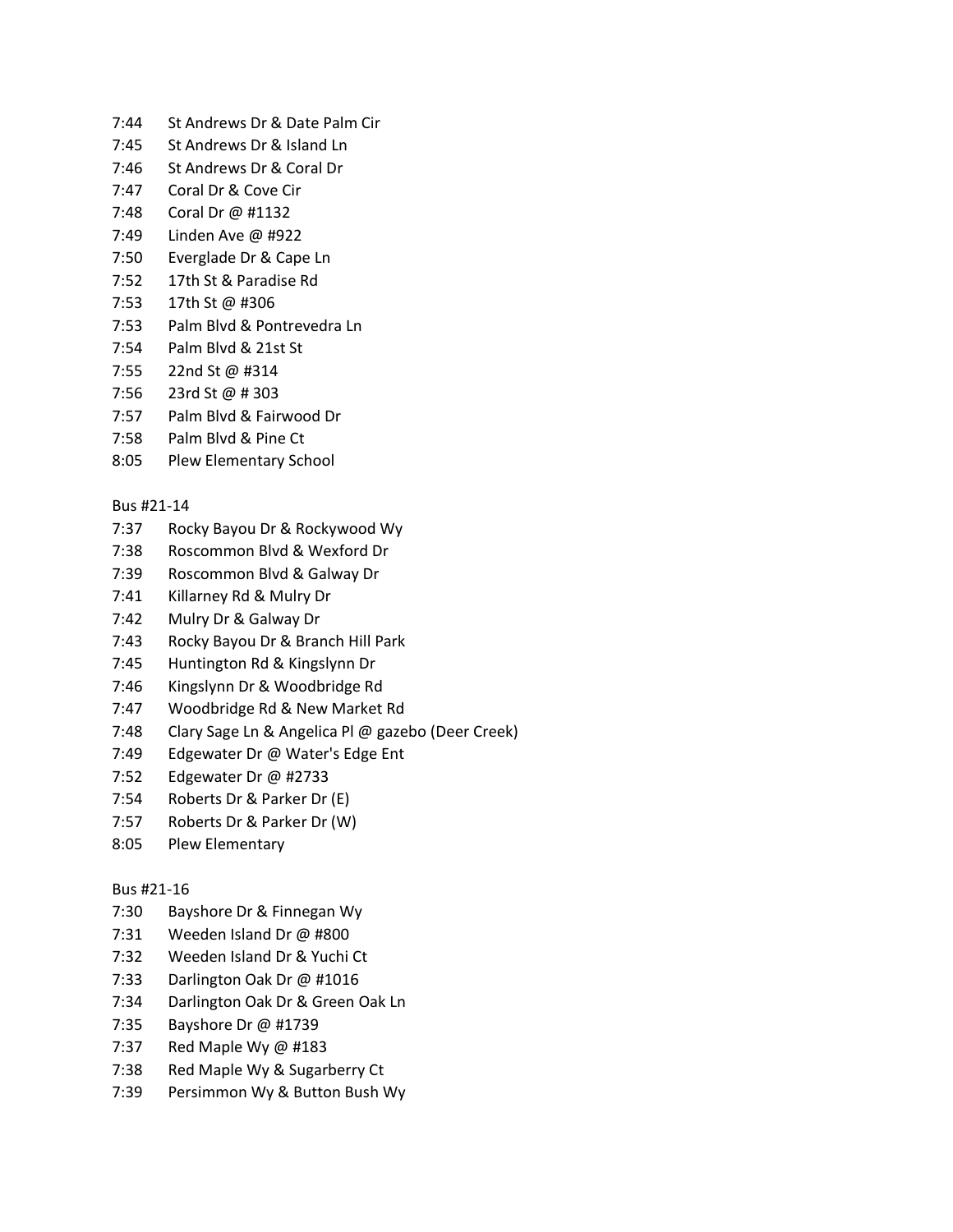7:44 St Andrews Dr & Date Palm Cir
7:45 St Andrews Dr & Island Ln
7:46 St Andrews Dr & Coral Dr
7:47 Coral Dr & Cove Cir
7:48 Coral Dr @ #1132
7:49 Linden Ave @ #922
7:50 Everglade Dr & Cape Ln
7:52 17th St & Paradise Rd
7:53 17th St @ #306
7:53 Palm Blvd & Pontrevedra Ln
7:54 Palm Blvd & 21st St
7:55 22nd St @ #314
7:56 23rd St @ # 303
7:57 Palm Blvd & Fairwood Dr
7:58 Palm Blvd & Pine Ct
8:05 Plew Elementary School

Bus #21-14

7:37 Rocky Bayou Dr & Rockywood Wy
7:38 Roscommon Blvd & Wexford Dr
7:39 Roscommon Blvd & Galway Dr
7:41 Killarney Rd & Mulry Dr
7:42 Mulry Dr & Galway Dr
7:43 Rocky Bayou Dr & Branch Hill Park
7:45 Huntington Rd & Kingslynn Dr
7:46 Kingslynn Dr & Woodbridge Rd
7:47 Woodbridge Rd & New Market Rd
7:48 Clary Sage Ln & Angelica Pl @ gazebo (Deer Creek)
7:49 Edgewater Dr @ Water's Edge Ent
7:52 Edgewater Dr @ #2733
7:54 Roberts Dr & Parker Dr (E)
7:57 Roberts Dr & Parker Dr (W)
8:05 Plew Elementary

Bus #21-16

7:30 Bayshore Dr & Finnegan Wy
7:31 Weeden Island Dr @ #800
7:32 Weeden Island Dr & Yuchi Ct
7:33 Darlington Oak Dr @ #1016
7:34 Darlington Oak Dr & Green Oak Ln
7:35 Bayshore Dr @ #1739
7:37 Red Maple Wy @ #183
7:38 Red Maple Wy & Sugarberry Ct
7:39 Persimmon Wy & Button Bush Wy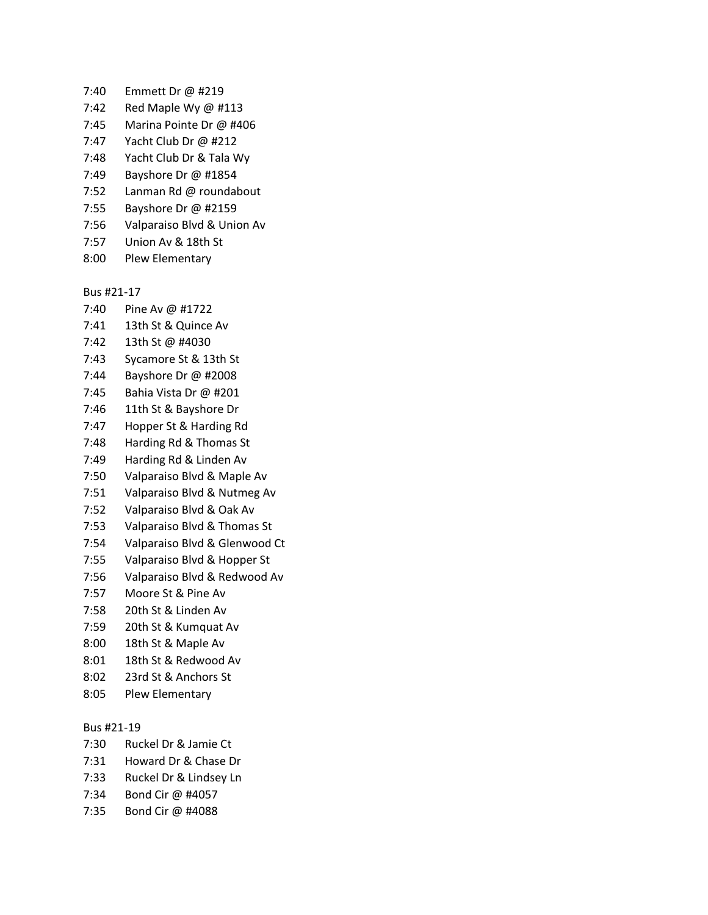7:40 Emmett Dr @ #219
7:42 Red Maple Wy @ #113
7:45 Marina Pointe Dr @ #406
7:47 Yacht Club Dr @ #212
7:48 Yacht Club Dr & Tala Wy
7:49 Bayshore Dr @ #1854
7:52 Lanman Rd @ roundabout
7:55 Bayshore Dr @ #2159
7:56 Valparaiso Blvd & Union Av
7:57 Union Av & 18th St
8:00 Plew Elementary

Bus #21-17

7:40 Pine Av @ #1722
7:41 13th St & Quince Av
7:42 13th St @ #4030
7:43 Sycamore St & 13th St
7:44 Bayshore Dr @ #2008
7:45 Bahia Vista Dr @ #201
7:46 11th St & Bayshore Dr
7:47 Hopper St & Harding Rd
7:48 Harding Rd & Thomas St
7:49 Harding Rd & Linden Av
7:50 Valparaiso Blvd & Maple Av
7:51 Valparaiso Blvd & Nutmeg Av
7:52 Valparaiso Blvd & Oak Av
7:53 Valparaiso Blvd & Thomas St
7:54 Valparaiso Blvd & Glenwood Ct
7:55 Valparaiso Blvd & Hopper St
7:56 Valparaiso Blvd & Redwood Av
7:57 Moore St & Pine Av
7:58 20th St & Linden Av
7:59 20th St & Kumquat Av
8:00 18th St & Maple Av
8:01 18th St & Redwood Av
8:02 23rd St & Anchors St
8:05 Plew Elementary

Bus #21-19

7:30 Ruckel Dr & Jamie Ct
7:31 Howard Dr & Chase Dr
7:33 Ruckel Dr & Lindsey Ln
7:34 Bond Cir @ #4057
7:35 Bond Cir @ #4088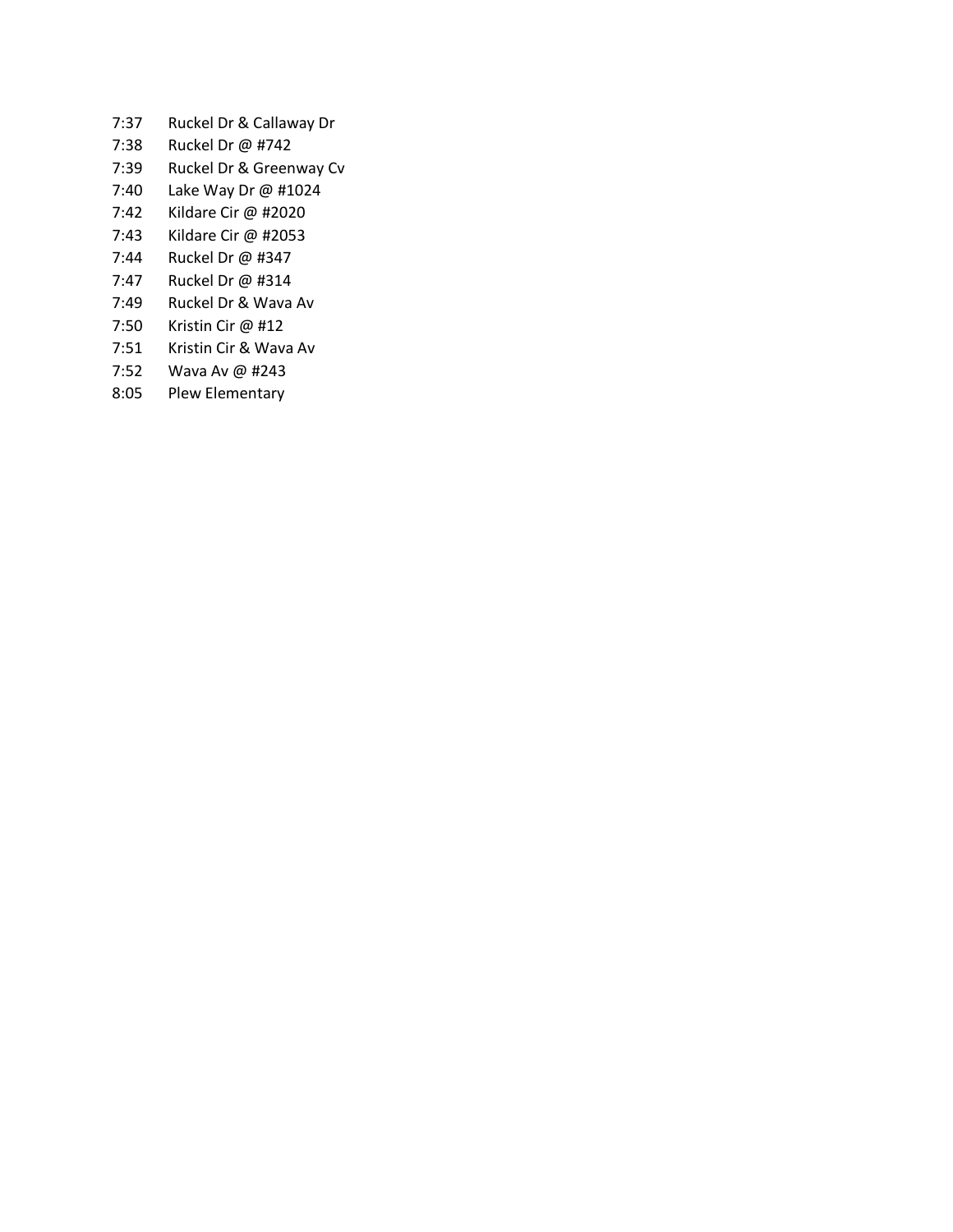| | |
|---|---|
| 7:37 | Ruckel Dr & Callaway Dr |
| 7:38 | Ruckel Dr @ #742 |
| 7:39 | Ruckel Dr & Greenway Cv |
| 7:40 | Lake Way Dr @ #1024 |
| 7:42 | Kildare Cir @ #2020 |
| 7:43 | Kildare Cir @ #2053 |
| 7:44 | Ruckel Dr @ #347 |
| 7:47 | Ruckel Dr @ #314 |
| 7:49 | Ruckel Dr & Wava Av |
| 7:50 | Kristin Cir @ #12 |
| 7:51 | Kristin Cir & Wava Av |
| 7:52 | Wava Av @ #243 |
| 8:05 | Plew Elementary |